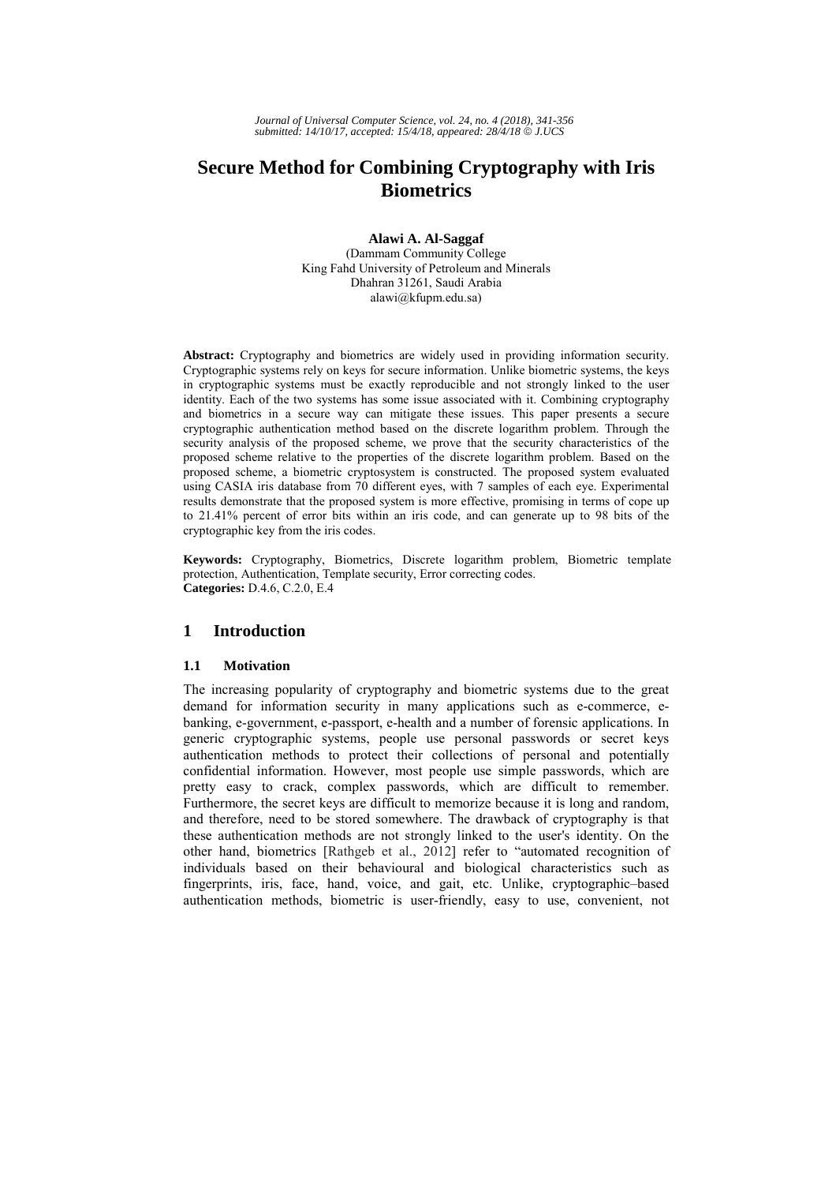# Secure Method for Combining Cryptography with Iris Biometrics

**Alawi A. Al-Saggaf**

(Dammam Community College
King Fahd University of Petroleum and Minerals
Dhahran 31261, Saudi Arabia
alawi@kfupm.edu.sa)

**Abstract:** Cryptography and biometrics are widely used in providing information security. Cryptographic systems rely on keys for secure information. Unlike biometric systems, the keys in cryptographic systems must be exactly reproducible and not strongly linked to the user identity. Each of the two systems has some issue associated with it. Combining cryptography and biometrics in a secure way can mitigate these issues. This paper presents a secure cryptographic authentication method based on the discrete logarithm problem. Through the security analysis of the proposed scheme, we prove that the security characteristics of the proposed scheme relative to the properties of the discrete logarithm problem. Based on the proposed scheme, a biometric cryptosystem is constructed. The proposed system evaluated using CASIA iris database from 70 different eyes, with 7 samples of each eye. Experimental results demonstrate that the proposed system is more effective, promising in terms of cope up to 21.41% percent of error bits within an iris code, and can generate up to 98 bits of the cryptographic key from the iris codes.

**Keywords:** Cryptography, Biometrics, Discrete logarithm problem, Biometric template protection, Authentication, Template security, Error correcting codes.
**Categories:** D.4.6, C.2.0, E.4

## 1 Introduction

### 1.1 Motivation

The increasing popularity of cryptography and biometric systems due to the great demand for information security in many applications such as e-commerce, e-banking, e-government, e-passport, e-health and a number of forensic applications. In generic cryptographic systems, people use personal passwords or secret keys authentication methods to protect their collections of personal and potentially confidential information. However, most people use simple passwords, which are pretty easy to crack, complex passwords, which are difficult to remember. Furthermore, the secret keys are difficult to memorize because it is long and random, and therefore, need to be stored somewhere. The drawback of cryptography is that these authentication methods are not strongly linked to the user's identity. On the other hand, biometrics [Rathgeb et al., 2012] refer to "automated recognition of individuals based on their behavioural and biological characteristics such as fingerprints, iris, face, hand, voice, and gait, etc. Unlike, cryptographic–based authentication methods, biometric is user-friendly, easy to use, convenient, not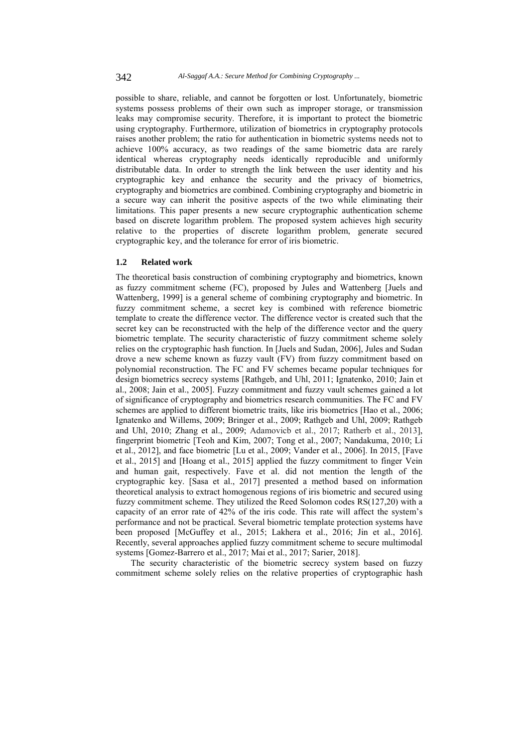possible to share, reliable, and cannot be forgotten or lost. Unfortunately, biometric systems possess problems of their own such as improper storage, or transmission leaks may compromise security. Therefore, it is important to protect the biometric using cryptography. Furthermore, utilization of biometrics in cryptography protocols raises another problem; the ratio for authentication in biometric systems needs not to achieve 100% accuracy, as two readings of the same biometric data are rarely identical whereas cryptography needs identically reproducible and uniformly distributable data. In order to strength the link between the user identity and his cryptographic key and enhance the security and the privacy of biometrics, cryptography and biometrics are combined. Combining cryptography and biometric in a secure way can inherit the positive aspects of the two while eliminating their limitations. This paper presents a new secure cryptographic authentication scheme based on discrete logarithm problem. The proposed system achieves high security relative to the properties of discrete logarithm problem, generate secured cryptographic key, and the tolerance for error of iris biometric.

### 1.2 Related work

The theoretical basis construction of combining cryptography and biometrics, known as fuzzy commitment scheme (FC), proposed by Jules and Wattenberg [Juels and Wattenberg, 1999] is a general scheme of combining cryptography and biometric. In fuzzy commitment scheme, a secret key is combined with reference biometric template to create the difference vector. The difference vector is created such that the secret key can be reconstructed with the help of the difference vector and the query biometric template. The security characteristic of fuzzy commitment scheme solely relies on the cryptographic hash function. In [Juels and Sudan, 2006], Jules and Sudan drove a new scheme known as fuzzy vault (FV) from fuzzy commitment based on polynomial reconstruction. The FC and FV schemes became popular techniques for design biometrics secrecy systems [Rathgeb, and Uhl, 2011; Ignatenko, 2010; Jain et al., 2008; Jain et al., 2005]. Fuzzy commitment and fuzzy vault schemes gained a lot of significance of cryptography and biometrics research communities. The FC and FV schemes are applied to different biometric traits, like iris biometrics [Hao et al., 2006; Ignatenko and Willems, 2009; Bringer et al., 2009; Rathgeb and Uhl, 2009; Rathgeb and Uhl, 2010; Zhang et al., 2009; Adamovicb et al., 2017; Ratherb et al., 2013], fingerprint biometric [Teoh and Kim, 2007; Tong et al., 2007; Nandakuma, 2010; Li et al., 2012], and face biometric [Lu et al., 2009; Vander et al., 2006]. In 2015, [Fave et al., 2015] and [Hoang et al., 2015] applied the fuzzy commitment to finger Vein and human gait, respectively. Fave et al. did not mention the length of the cryptographic key. [Sasa et al., 2017] presented a method based on information theoretical analysis to extract homogenous regions of iris biometric and secured using fuzzy commitment scheme. They utilized the Reed Solomon codes RS(127,20) with a capacity of an error rate of 42% of the iris code. This rate will affect the system's performance and not be practical. Several biometric template protection systems have been proposed [McGuffey et al., 2015; Lakhera et al., 2016; Jin et al., 2016]. Recently, several approaches applied fuzzy commitment scheme to secure multimodal systems [Gomez-Barrero et al., 2017; Mai et al., 2017; Sarier, 2018].

The security characteristic of the biometric secrecy system based on fuzzy commitment scheme solely relies on the relative properties of cryptographic hash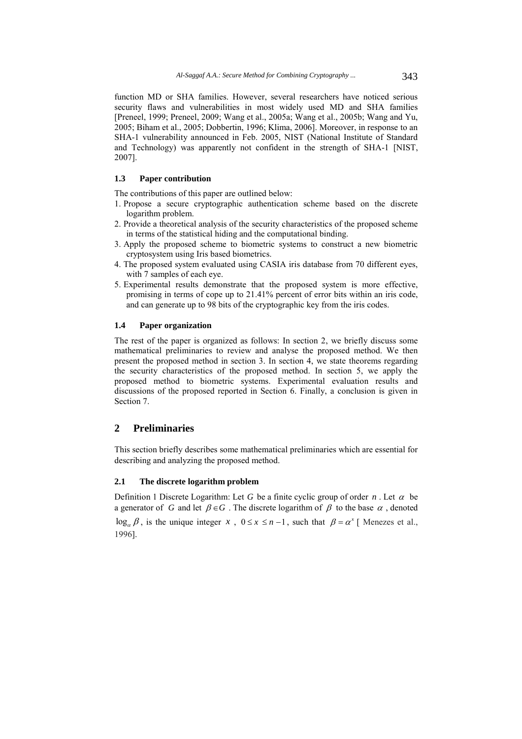function MD or SHA families. However, several researchers have noticed serious security flaws and vulnerabilities in most widely used MD and SHA families [Preneel, 1999; Preneel, 2009; Wang et al., 2005a; Wang et al., 2005b; Wang and Yu, 2005; Biham et al., 2005; Dobbertin, 1996; Klima, 2006]. Moreover, in response to an SHA-1 vulnerability announced in Feb. 2005, NIST (National Institute of Standard and Technology) was apparently not confident in the strength of SHA-1 [NIST, 2007].

### 1.3 Paper contribution

The contributions of this paper are outlined below:

1. Propose a secure cryptographic authentication scheme based on the discrete logarithm problem.
2. Provide a theoretical analysis of the security characteristics of the proposed scheme in terms of the statistical hiding and the computational binding.
3. Apply the proposed scheme to biometric systems to construct a new biometric cryptosystem using Iris based biometrics.
4. The proposed system evaluated using CASIA iris database from 70 different eyes, with 7 samples of each eye.
5. Experimental results demonstrate that the proposed system is more effective, promising in terms of cope up to 21.41% percent of error bits within an iris code, and can generate up to 98 bits of the cryptographic key from the iris codes.

### 1.4 Paper organization

The rest of the paper is organized as follows: In section 2, we briefly discuss some mathematical preliminaries to review and analyse the proposed method. We then present the proposed method in section 3. In section 4, we state theorems regarding the security characteristics of the proposed method. In section 5, we apply the proposed method to biometric systems. Experimental evaluation results and discussions of the proposed reported in Section 6. Finally, a conclusion is given in Section 7.

## 2 Preliminaries

This section briefly describes some mathematical preliminaries which are essential for describing and analyzing the proposed method.

### 2.1 The discrete logarithm problem

Definition 1 Discrete Logarithm: Let $G$ be a finite cyclic group of order $n$. Let $\alpha$ be a generator of $G$ and let $\beta \in G$. The discrete logarithm of $\beta$ to the base $\alpha$, denoted $\log_{\alpha} \beta$, is the unique integer $x$, $0 \leq x \leq n-1$, such that $\beta = \alpha^{x}$ [ Menezes et al., 1996].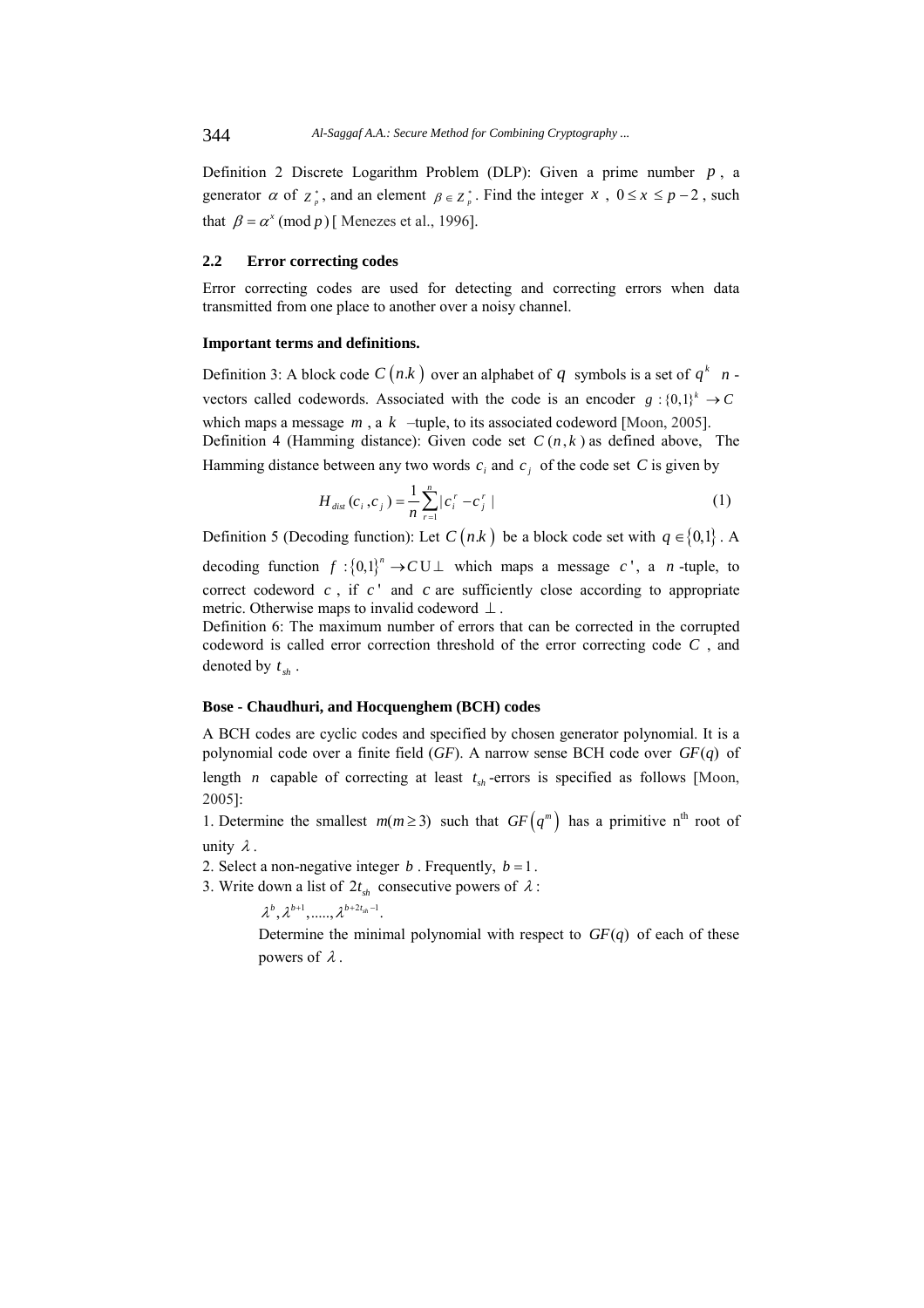Definition 2 Discrete Logarithm Problem (DLP): Given a prime number $p$, a generator $\alpha$ of $Z_p^*$, and an element $\beta \in Z_p^*$. Find the integer $x$, $0 \le x \le p-2$, such that $\beta = \alpha^x \pmod{p}$ [ Menezes et al., 1996].

### 2.2 Error correcting codes

Error correcting codes are used for detecting and correcting errors when data transmitted from one place to another over a noisy channel.

**Important terms and definitions.**

Definition 3: A block code $C(n.k)$ over an alphabet of $q$ symbols is a set of $q^k$ $n$-vectors called codewords. Associated with the code is an encoder $g:\{0,1\}^k \to C$ which maps a message $m$, a $k$ –tuple, to its associated codeword [Moon, 2005].
Definition 4 (Hamming distance): Given code set $C(n,k)$ as defined above, The Hamming distance between any two words $c_i$ and $c_j$ of the code set $C$ is given by

$$H_{dist}(c_i, c_j) = \frac{1}{n}\sum_{r=1}^{n} |c_i^r - c_j^r| \tag{1}$$

Definition 5 (Decoding function): Let $C(n.k)$ be a block code set with $q \in \{0,1\}$. A decoding function $f:\{0,1\}^n \to C \cup \perp$ which maps a message $c'$, a $n$-tuple, to correct codeword $c$, if $c'$ and $c$ are sufficiently close according to appropriate metric. Otherwise maps to invalid codeword $\perp$.
Definition 6: The maximum number of errors that can be corrected in the corrupted codeword is called error correction threshold of the error correcting code $C$, and denoted by $t_{sh}$.

**Bose - Chaudhuri, and Hocquenghem (BCH) codes**

A BCH codes are cyclic codes and specified by chosen generator polynomial. It is a polynomial code over a finite field (*GF*). A narrow sense BCH code over $GF(q)$ of length $n$ capable of correcting at least $t_{sh}$-errors is specified as follows [Moon, 2005]:

1. Determine the smallest $m (m \ge 3)$ such that $GF(q^m)$ has a primitive n[th] root of unity $\lambda$.
2. Select a non-negative integer $b$. Frequently, $b = 1$.
3. Write down a list of $2t_{sh}$ consecutive powers of $\lambda$:

   $\lambda^b, \lambda^{b+1}, ....., \lambda^{b+2t_{sh}-1}$.

   Determine the minimal polynomial with respect to $GF(q)$ of each of these powers of $\lambda$.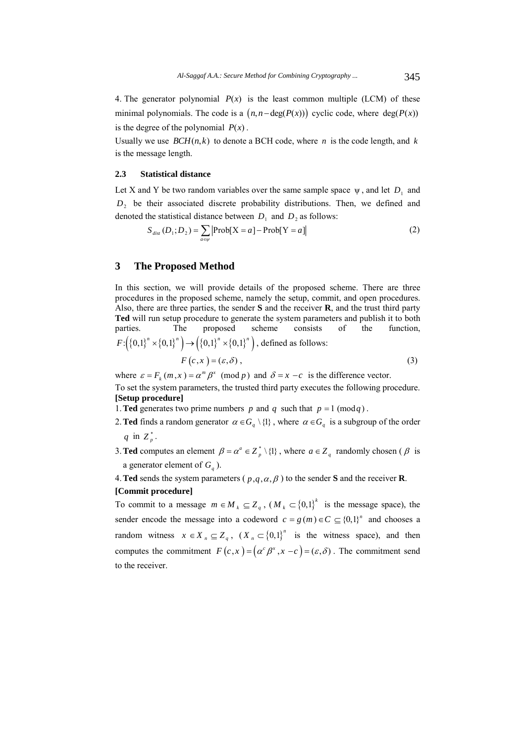4. The generator polynomial $P(x)$ is the least common multiple (LCM) of these minimal polynomials. The code is a $(n, n-\deg(P(x)))$ cyclic code, where $\deg(P(x))$ is the degree of the polynomial $P(x)$.

Usually we use $BCH(n,k)$ to denote a BCH code, where $n$ is the code length, and $k$ is the message length.

### 2.3 Statistical distance

Let X and Y be two random variables over the same sample space $\psi$, and let $D_1$ and $D_2$ be their associated discrete probability distributions. Then, we defined and denoted the statistical distance between $D_1$ and $D_2$ as follows:

$$S_{dist}(D_1;D_2) = \sum_{a \in \psi} \left| \text{Prob}[\text{X} = a] - \text{Prob}[\text{Y} = a] \right| \tag{2}$$

## 3 The Proposed Method

In this section, we will provide details of the proposed scheme. There are three procedures in the proposed scheme, namely the setup, commit, and open procedures. Also, there are three parties, the sender **S** and the receiver **R**, and the trust third party **Ted** will run setup procedure to generate the system parameters and publish it to both parties. The proposed scheme consists of the function, $F:\left(\{0,1\}^n \times \{0,1\}^n\right) \rightarrow \left(\{0,1\}^n \times \{0,1\}^n\right)$, defined as follows:

$$F(c,x) = (\varepsilon, \delta), \tag{3}$$

where $\varepsilon = F_k(m,x) = \alpha^m \beta^x \pmod p$ and $\delta = x - c$ is the difference vector.

To set the system parameters, the trusted third party executes the following procedure.

**[Setup procedure]**

1. **Ted** generates two prime numbers $p$ and $q$ such that $p = 1 \pmod q$.
2. **Ted** finds a random generator $\alpha \in G_q \setminus \{1\}$, where $\alpha \in G_q$ is a subgroup of the order $q$ in $Z_p^*$.
3. **Ted** computes an element $\beta = \alpha^a \in Z_p^* \setminus \{1\}$, where $a \in Z_q$ randomly chosen ($\beta$ is a generator element of $G_q$).
4. **Ted** sends the system parameters ($p, q, \alpha, \beta$) to the sender **S** and the receiver **R**.

**[Commit procedure]**

To commit to a message $m \in M_k \subseteq Z_q$, ($M_k \subset \{0,1\}^k$ is the message space), the sender encode the message into a codeword $c = g(m) \in C \subseteq \{0,1\}^n$ and chooses a random witness $x \in X_n \subseteq Z_q$, ($X_n \subset \{0,1\}^n$ is the witness space), and then computes the commitment $F(c,x) = \left(\alpha^c \beta^x, x - c\right) = (\varepsilon, \delta)$. The commitment send to the receiver.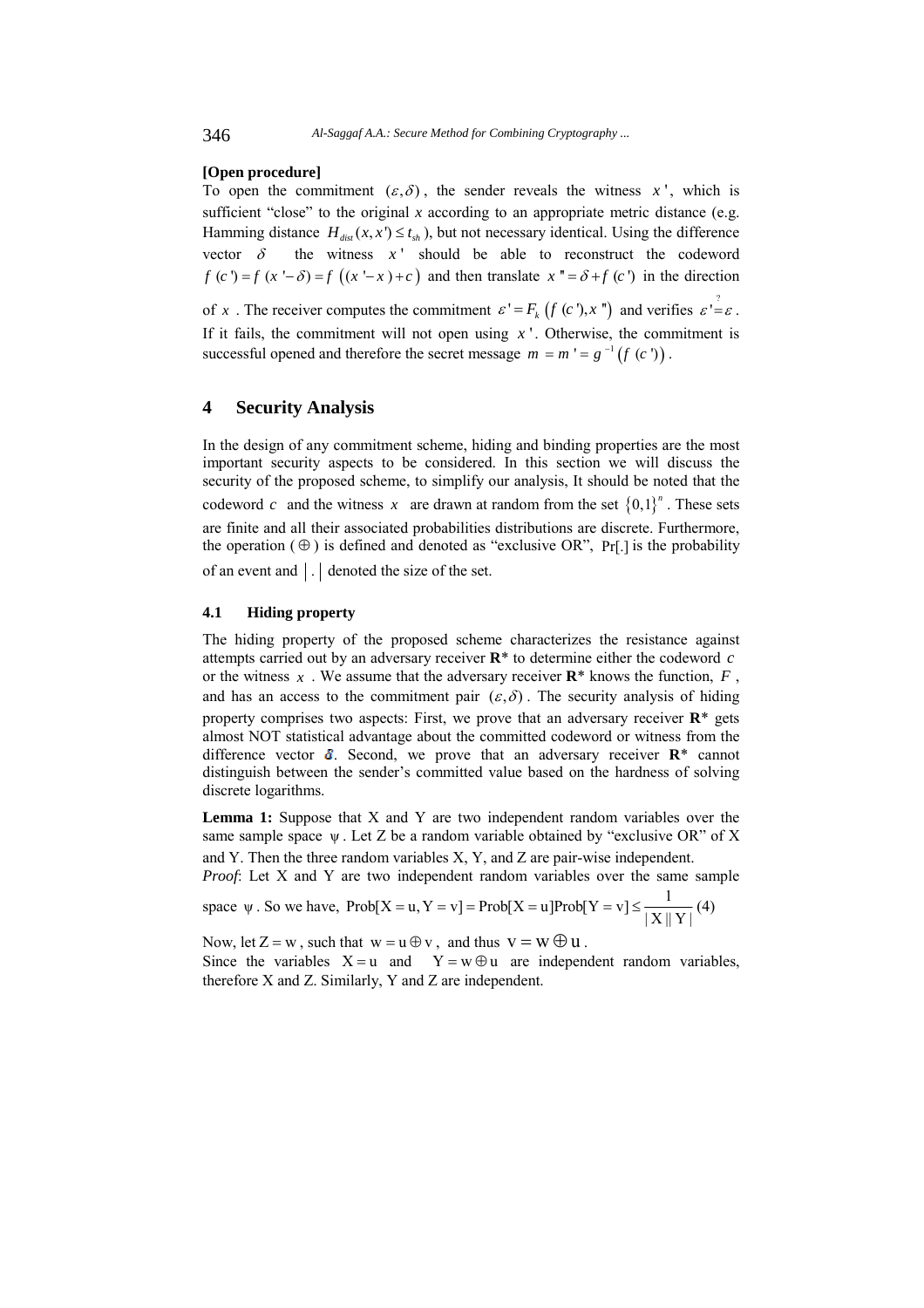**[Open procedure]**

To open the commitment $(\varepsilon, \delta)$, the sender reveals the witness $x'$, which is sufficient "close" to the original $x$ according to an appropriate metric distance (e.g. Hamming distance $H_{dist}(x, x') \le t_{sh}$), but not necessary identical. Using the difference vector $\delta$ the witness $x'$ should be able to reconstruct the codeword $f(c') = f(x' - \delta) = f((x' - x) + c)$ and then translate $x'' = \delta + f(c')$ in the direction of $x$. The receiver computes the commitment $\varepsilon' = F_k(f(c'), x'')$ and verifies $\varepsilon' \stackrel{?}{=} \varepsilon$. If it fails, the commitment will not open using $x'$. Otherwise, the commitment is successful opened and therefore the secret message $m = m' = g^{-1}(f(c'))$.

## 4 Security Analysis

In the design of any commitment scheme, hiding and binding properties are the most important security aspects to be considered. In this section we will discuss the security of the proposed scheme, to simplify our analysis, It should be noted that the codeword $c$ and the witness $x$ are drawn at random from the set $\{0,1\}^n$. These sets are finite and all their associated probabilities distributions are discrete. Furthermore, the operation ($\oplus$) is defined and denoted as "exclusive OR", $\Pr[.]$ is the probability of an event and $|.|$ denoted the size of the set.

### 4.1 Hiding property

The hiding property of the proposed scheme characterizes the resistance against attempts carried out by an adversary receiver **R**\* to determine either the codeword $c$ or the witness $x$. We assume that the adversary receiver **R**\* knows the function, $F$, and has an access to the commitment pair $(\varepsilon, \delta)$. The security analysis of hiding property comprises two aspects: First, we prove that an adversary receiver **R**\* gets almost NOT statistical advantage about the committed codeword or witness from the difference vector $\delta$. Second, we prove that an adversary receiver **R**\* cannot distinguish between the sender's committed value based on the hardness of solving discrete logarithms.

**Lemma 1:** Suppose that X and Y are two independent random variables over the same sample space $\psi$. Let Z be a random variable obtained by "exclusive OR" of X and Y. Then the three random variables X, Y, and Z are pair-wise independent.

*Proof*: Let X and Y are two independent random variables over the same sample space $\psi$. So we have, $\text{Prob}[\text{X} = \text{u}, \text{Y} = \text{v}] = \text{Prob}[\text{X} = \text{u}]\text{Prob}[\text{Y} = \text{v}] \le \dfrac{1}{|\text{X}||\text{Y}|}$ (4)

Now, let $\text{Z} = \text{w}$, such that $\text{w} = \text{u} \oplus \text{v}$, and thus $\text{v} = \text{w} \oplus \text{u}$.

Since the variables $\text{X} = \text{u}$ and $\text{Y} = \text{w} \oplus \text{u}$ are independent random variables, therefore X and Z. Similarly, Y and Z are independent.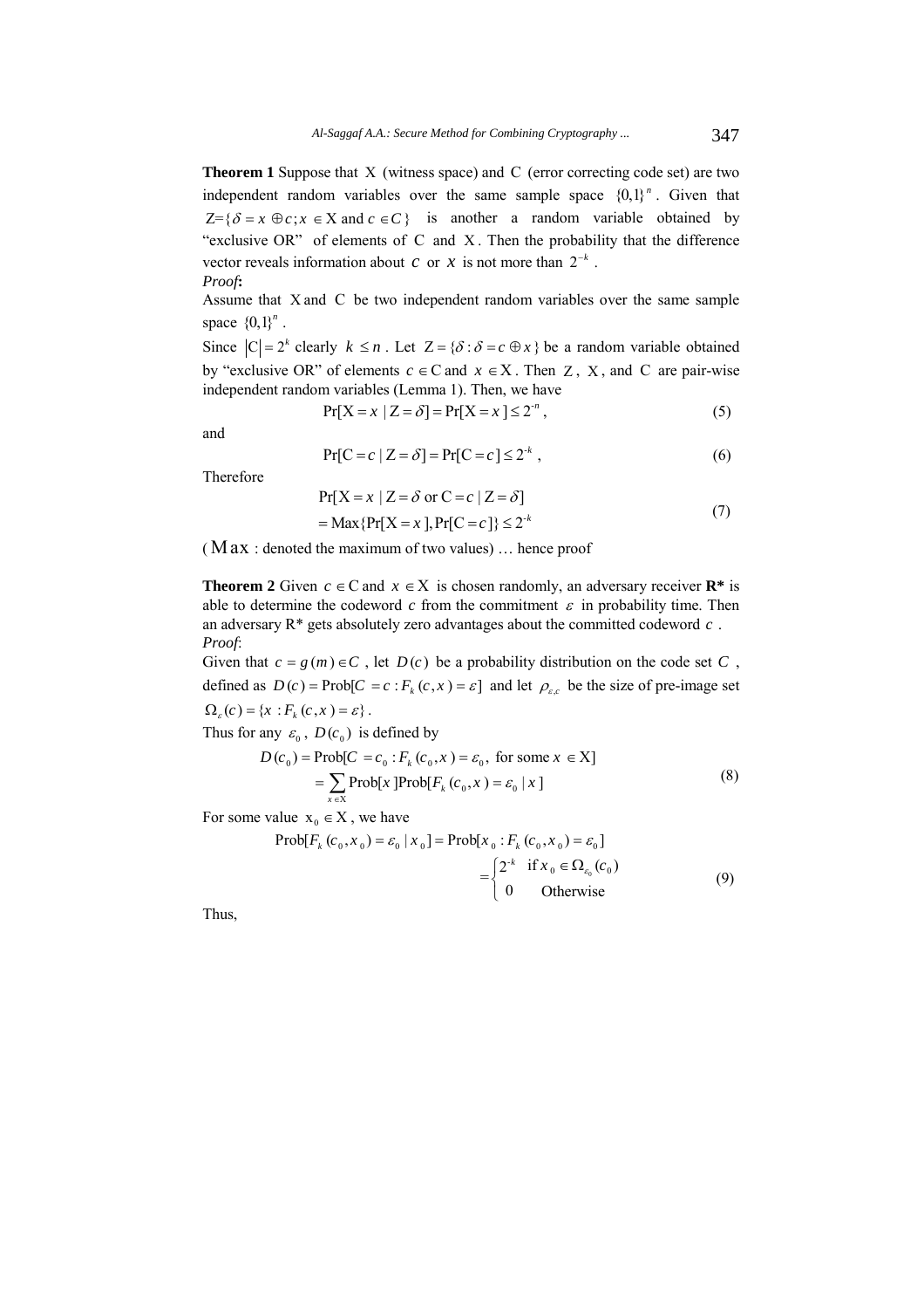**Theorem 1** Suppose that $\mathrm{X}$ (witness space) and $\mathrm{C}$ (error correcting code set) are two independent random variables over the same sample space $\{0,1\}^n$. Given that $Z=\{\delta = x \oplus c; x \in \mathrm{X} \text{ and } c \in C\}$ is another a random variable obtained by "exclusive OR" of elements of C and X. Then the probability that the difference vector reveals information about $c$ or $x$ is not more than $2^{-k}$.

*Proof***:**

Assume that X and C be two independent random variables over the same sample space $\{0,1\}^n$.

Since $|\mathrm{C}| = 2^k$ clearly $k \le n$. Let $\mathrm{Z} = \{\delta : \delta = c \oplus x\}$ be a random variable obtained by "exclusive OR" of elements $c \in \mathrm{C}$ and $x \in \mathrm{X}$. Then Z, X, and C are pair-wise independent random variables (Lemma 1). Then, we have

$$\Pr[\mathrm{X} = x \mid \mathrm{Z} = \delta] = \Pr[\mathrm{X} = x] \le 2^{-n}, \tag{5}$$

and

$$\Pr[\mathrm{C} = c \mid \mathrm{Z} = \delta] = \Pr[\mathrm{C} = c] \le 2^{-k}, \tag{6}$$

Therefore

$$\begin{aligned} &\Pr[\mathrm{X} = x \mid \mathrm{Z} = \delta \text{ or } \mathrm{C} = c \mid \mathrm{Z} = \delta] \\ &= \mathrm{Max}\{\Pr[\mathrm{X} = x], \Pr[\mathrm{C} = c]\} \le 2^{-k} \end{aligned} \tag{7}$$

(Max : denoted the maximum of two values) … hence proof

**Theorem 2** Given $c \in \mathrm{C}$ and $x \in \mathrm{X}$ is chosen randomly, an adversary receiver **R\*** is able to determine the codeword $c$ from the commitment $\varepsilon$ in probability time. Then an adversary R* gets absolutely zero advantages about the committed codeword $c$.

*Proof*:

Given that $c = g(m) \in C$, let $D(c)$ be a probability distribution on the code set $C$, defined as $D(c) = \mathrm{Prob}[C = c : F_k(c, x) = \varepsilon]$ and let $\rho_{\varepsilon,c}$ be the size of pre-image set $\Omega_\varepsilon(c) = \{x : F_k(c, x) = \varepsilon\}$.

Thus for any $\varepsilon_0$, $D(c_0)$ is defined by

$$\begin{aligned} D(c_0) &= \mathrm{Prob}[C = c_0 : F_k(c_0, x) = \varepsilon_0, \text{ for some } x \in \mathrm{X}] \\ &= \sum_{x \in \mathrm{X}} \mathrm{Prob}[x]\mathrm{Prob}[F_k(c_0, x) = \varepsilon_0 \mid x] \end{aligned} \tag{8}$$

For some value $x_0 \in \mathrm{X}$, we have

$$\begin{aligned} \mathrm{Prob}[F_k(c_0, x_0) = \varepsilon_0 \mid x_0] &= \mathrm{Prob}[x_0 : F_k(c_0, x_0) = \varepsilon_0] \\ &= \begin{cases} 2^{-k} & \text{if } x_0 \in \Omega_{\varepsilon_0}(c_0) \\ 0 & \text{Otherwise} \end{cases} \end{aligned} \tag{9}$$

Thus,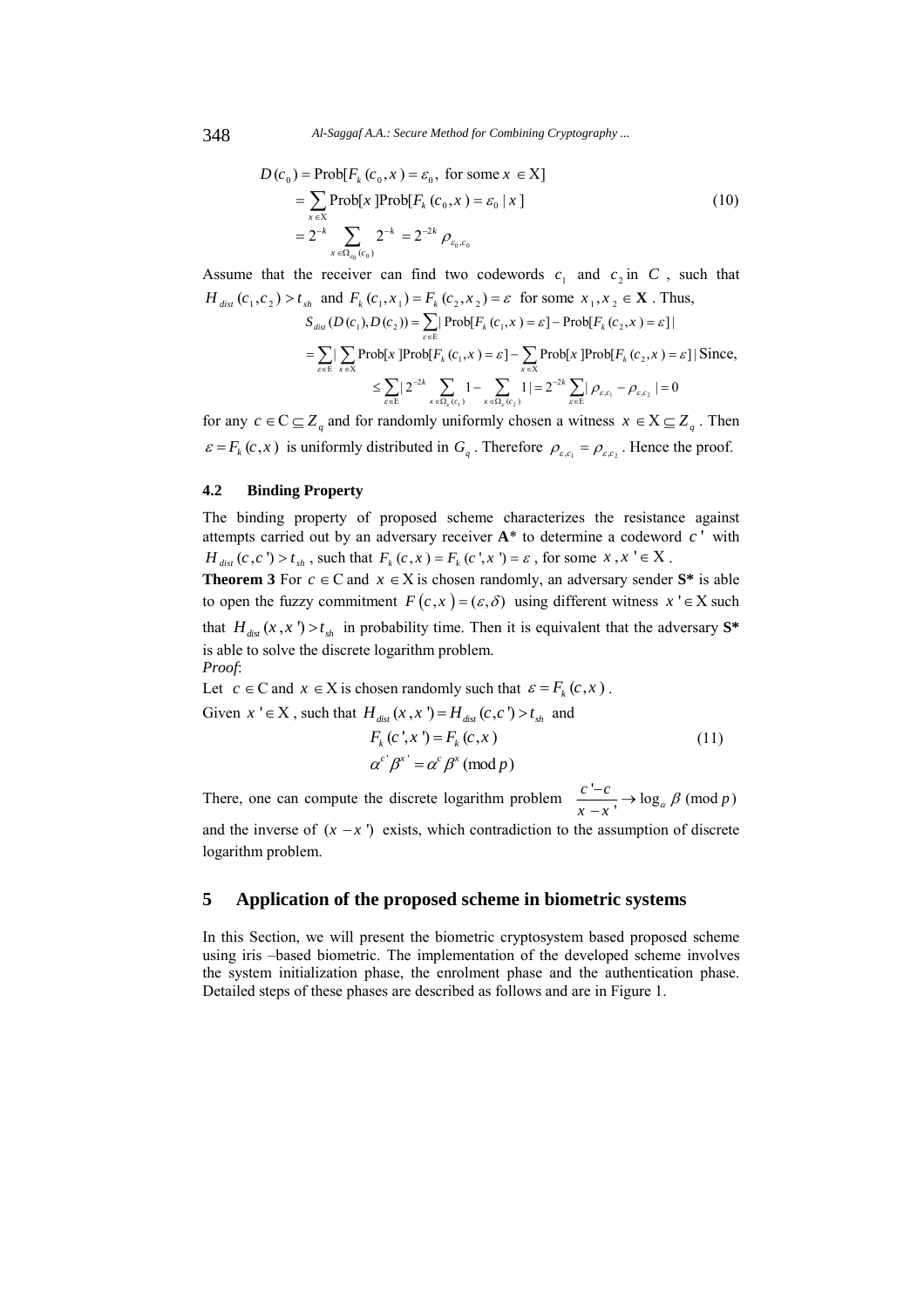$$
\begin{aligned}
D(c_0) &= \text{Prob}[F_k(c_0, x) = \varepsilon_0, \text{ for some } x \in \mathrm{X}] \\
&= \sum_{x \in \mathrm{X}} \text{Prob}[x]\text{Prob}[F_k(c_0, x) = \varepsilon_0 \mid x] \\
&= 2^{-k} \sum_{x \in \Omega_{\varepsilon_0}(c_0)} 2^{-k} = 2^{-2k} \rho_{\varepsilon_0, c_0}
\end{aligned} \tag{10}
$$

Assume that the receiver can find two codewords $c_1$ and $c_2$ in $C$, such that $H_{dist}(c_1, c_2) > t_{sh}$ and $F_k(c_1, x_1) = F_k(c_2, x_2) = \varepsilon$ for some $x_1, x_2 \in \mathbf{X}$. Thus,

$$
\begin{aligned}
S_{dist}(D(c_1), D(c_2)) &= \sum_{\varepsilon \in \mathrm{E}} | \text{Prob}[F_k(c_1, x) = \varepsilon] - \text{Prob}[F_k(c_2, x) = \varepsilon] | \\
&= \sum_{\varepsilon \in \mathrm{E}} | \sum_{x \in \mathrm{X}} \text{Prob}[x]\text{Prob}[F_k(c_1, x) = \varepsilon] - \sum_{x \in \mathrm{X}} \text{Prob}[x]\text{Prob}[F_k(c_2, x) = \varepsilon] | \text{ Since,} \\
&\leq \sum_{\varepsilon \in \mathrm{E}} | 2^{-2k} \sum_{x \in \Omega_{\varepsilon}(c_1)} 1 - \sum_{x \in \Omega_{\varepsilon}(c_2)} 1 | = 2^{-2k} \sum_{\varepsilon \in \mathrm{E}} | \rho_{\varepsilon, c_1} - \rho_{\varepsilon, c_2} | = 0
\end{aligned}
$$

for any $c \in \mathrm{C} \subseteq Z_q$ and for randomly uniformly chosen a witness $x \in \mathrm{X} \subseteq Z_q$. Then $\varepsilon = F_k(c, x)$ is uniformly distributed in $G_q$. Therefore $\rho_{\varepsilon, c_1} = \rho_{\varepsilon, c_2}$. Hence the proof.

### 4.2 Binding Property

The binding property of proposed scheme characterizes the resistance against attempts carried out by an adversary receiver **A\*** to determine a codeword $c'$ with $H_{dist}(c, c') > t_{sh}$, such that $F_k(c, x) = F_k(c', x') = \varepsilon$, for some $x, x' \in \mathrm{X}$.

**Theorem 3** For $c \in \mathrm{C}$ and $x \in \mathrm{X}$ is chosen randomly, an adversary sender **S\*** is able to open the fuzzy commitment $F(c, x) = (\varepsilon, \delta)$ using different witness $x' \in \mathrm{X}$ such that $H_{dist}(x, x') > t_{sh}$ in probability time. Then it is equivalent that the adversary **S\*** is able to solve the discrete logarithm problem.

*Proof*:

Let $c \in \mathrm{C}$ and $x \in \mathrm{X}$ is chosen randomly such that $\varepsilon = F_k(c, x)$.

Given $x' \in \mathrm{X}$, such that $H_{dist}(x, x') = H_{dist}(c, c') > t_{sh}$ and

$$
\begin{aligned}
F_k(c', x') &= F_k(c, x) \\
\alpha^{c'} \beta^{x'} &= \alpha^{c} \beta^{x} \pmod p
\end{aligned} \tag{11}
$$

There, one can compute the discrete logarithm problem $\dfrac{c' - c}{x - x'} \rightarrow \log_{\alpha} \beta \pmod p$ and the inverse of $(x - x')$ exists, which contradiction to the assumption of discrete logarithm problem.

## 5 Application of the proposed scheme in biometric systems

In this Section, we will present the biometric cryptosystem based proposed scheme using iris –based biometric. The implementation of the developed scheme involves the system initialization phase, the enrolment phase and the authentication phase. Detailed steps of these phases are described as follows and are in Figure 1.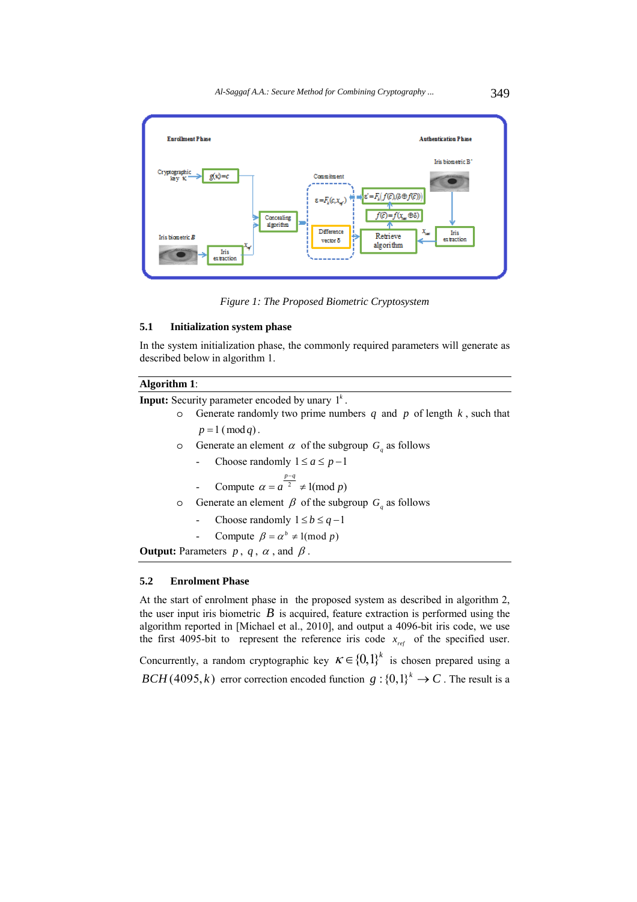Figure 1: The Proposed Biometric Cryptosystem

### 5.1 Initialization system phase

In the system initialization phase, the commonly required parameters will generate as described below in algorithm 1.

---

**Algorithm 1**:

---

**Input:** Security parameter encoded by unary $1^k$.

- Generate randomly two prime numbers $q$ and $p$ of length $k$, such that $p = 1 \pmod q$.
- Generate an element $\alpha$ of the subgroup $G_q$ as follows
  - Choose randomly $1 \le a \le p-1$
  - Compute $\alpha = a^{\frac{p-q}{2}} \ne 1 (\bmod p)$
- Generate an element $\beta$ of the subgroup $G_q$ as follows
  - Choose randomly $1 \le b \le q-1$
  - Compute $\beta = \alpha^b \ne 1(\bmod p)$

**Output:** Parameters $p$, $q$, $\alpha$, and $\beta$.

---

### 5.2 Enrolment Phase

At the start of enrolment phase in the proposed system as described in algorithm 2, the user input iris biometric $B$ is acquired, feature extraction is performed using the algorithm reported in [Michael et al., 2010], and output a 4096-bit iris code, we use the first 4095-bit to represent the reference iris code $x_{ref}$ of the specified user. Concurrently, a random cryptographic key $\kappa \in \{0,1\}^k$ is chosen prepared using a $BCH(4095, k)$ error correction encoded function $g : \{0,1\}^k \rightarrow C$. The result is a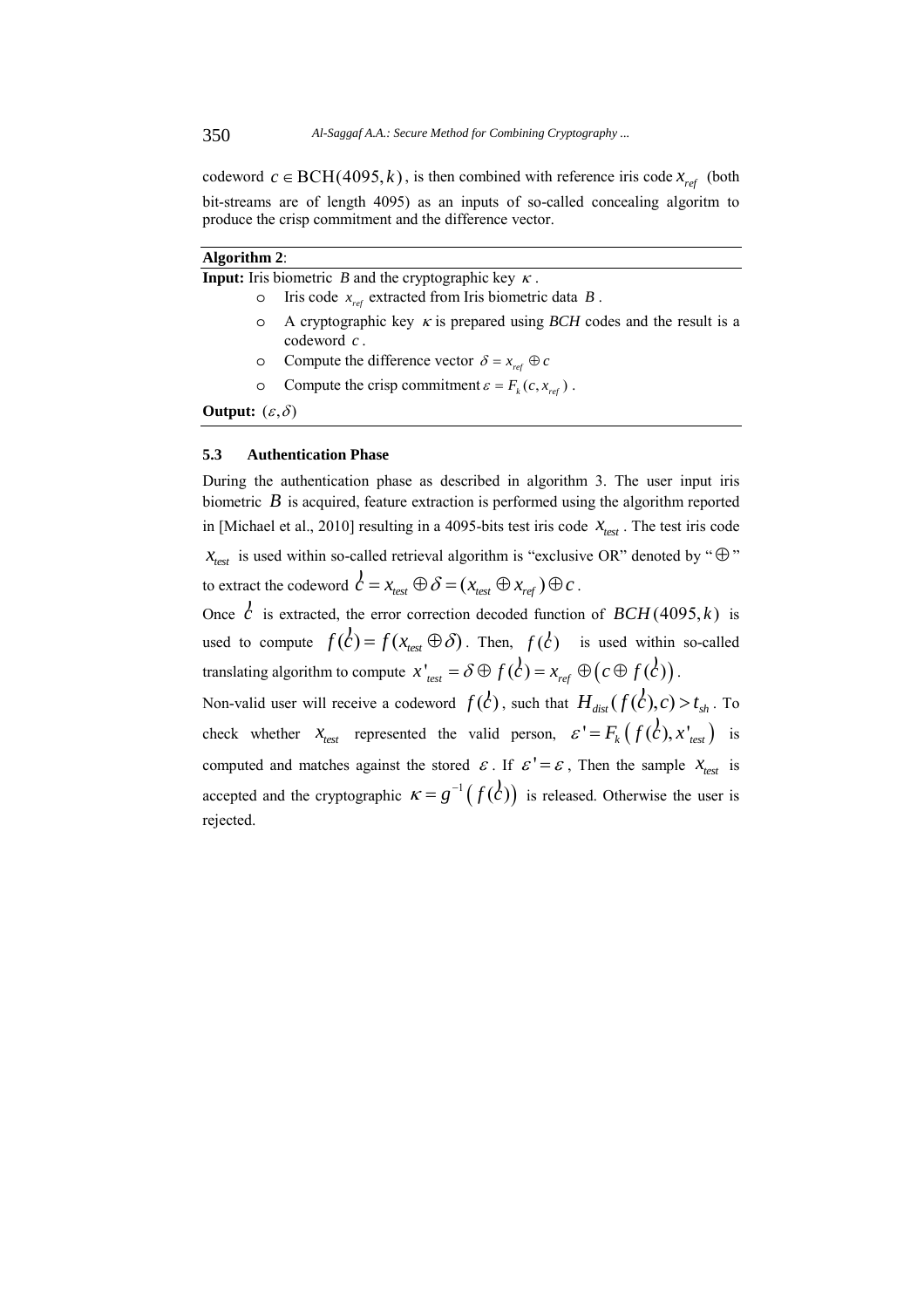codeword $c \in \mathrm{BCH}(4095, k)$, is then combined with reference iris code $x_{ref}$ (both bit-streams are of length 4095) as an inputs of so-called concealing algoritm to produce the crisp commitment and the difference vector.

---

**Algorithm 2**:

**Input:** Iris biometric $B$ and the cryptographic key $\kappa$.

- Iris code $x_{ref}$ extracted from Iris biometric data $B$.
- A cryptographic key $\kappa$ is prepared using *BCH* codes and the result is a codeword $c$.
- Compute the difference vector $\delta = x_{ref} \oplus c$
- Compute the crisp commitment $\varepsilon = F_k(c, x_{ref})$.

**Output:** $(\varepsilon, \delta)$

---

### 5.3 Authentication Phase

During the authentication phase as described in algorithm 3. The user input iris biometric $B$ is acquired, feature extraction is performed using the algorithm reported in [Michael et al., 2010] resulting in a 4095-bits test iris code $x_{test}$. The test iris code $x_{test}$ is used within so-called retrieval algorithm is "exclusive OR" denoted by "$\oplus$" to extract the codeword $\acute{c} = x_{test} \oplus \delta = (x_{test} \oplus x_{ref}) \oplus c$.

Once $\acute{c}$ is extracted, the error correction decoded function of $BCH(4095, k)$ is used to compute $f(\acute{c}) = f(x_{test} \oplus \delta)$. Then, $f(\acute{c})$ is used within so-called translating algorithm to compute $x'_{test} = \delta \oplus f(\acute{c}) = x_{ref} \oplus (c \oplus f(\acute{c}))$.

Non-valid user will receive a codeword $f(\acute{c})$, such that $H_{dist}(f(\acute{c}), c) > t_{sh}$. To check whether $x_{test}$ represented the valid person, $\varepsilon' = F_k\left(f(\acute{c}), x'_{test}\right)$ is computed and matches against the stored $\varepsilon$. If $\varepsilon' = \varepsilon$, Then the sample $x_{test}$ is accepted and the cryptographic $\kappa = g^{-1}\left(f(\acute{c})\right)$ is released. Otherwise the user is rejected.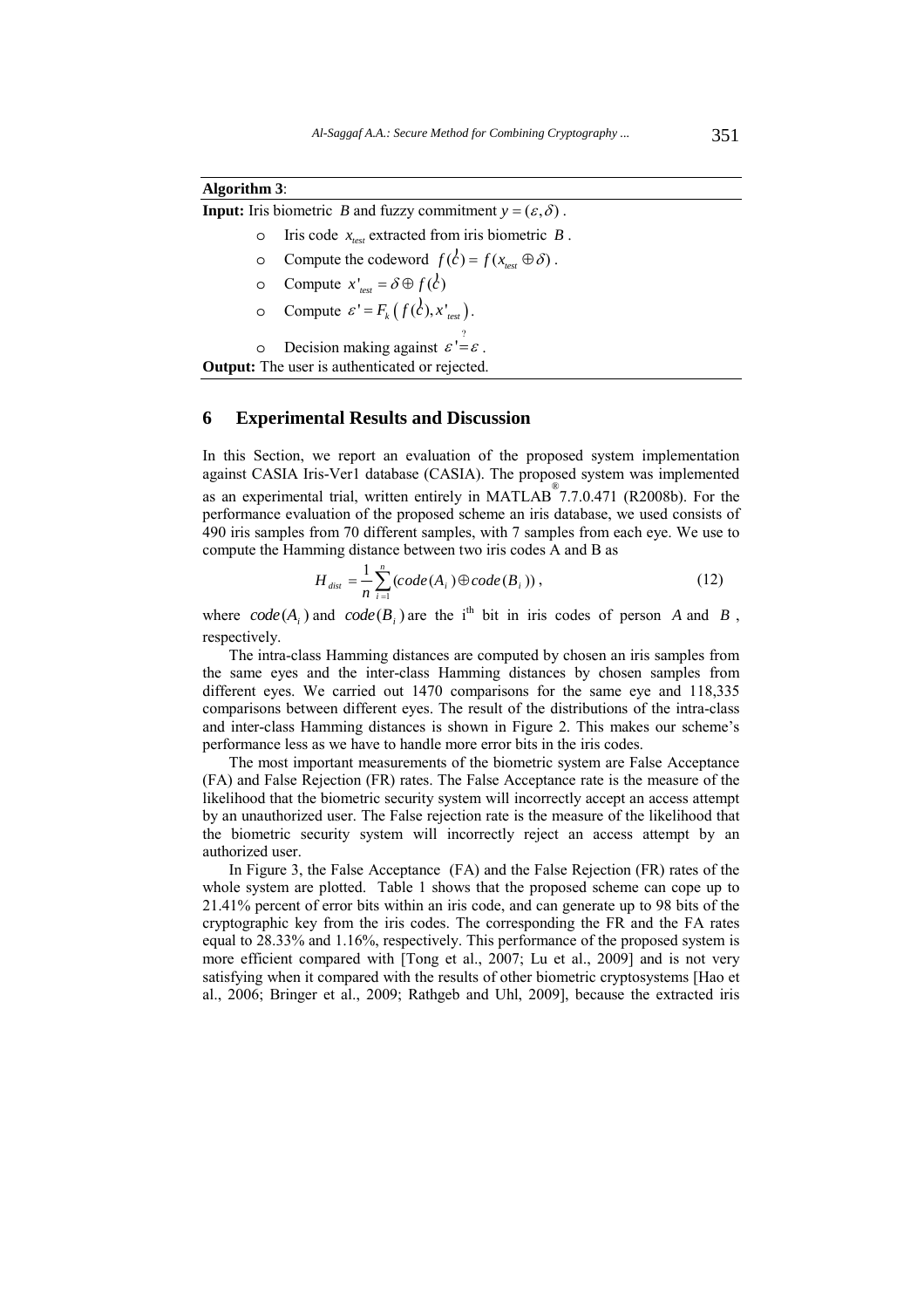**Algorithm 3**:

**Input:** Iris biometric $B$ and fuzzy commitment $y = (\varepsilon, \delta)$.

- Iris code $x_{test}$ extracted from iris biometric $B$.
- Compute the codeword $f(\grave{c}) = f(x_{test} \oplus \delta)$.
- Compute $x'_{test} = \delta \oplus f(\grave{c})$
- Compute $\varepsilon' = F_k\left(f(\grave{c}), x'_{test}\right)$.
- Decision making against $\varepsilon' \stackrel{?}{=} \varepsilon$.

**Output:** The user is authenticated or rejected.

## 6 Experimental Results and Discussion

In this Section, we report an evaluation of the proposed system implementation against CASIA Iris-Ver1 database (CASIA). The proposed system was implemented as an experimental trial, written entirely in MATLAB® 7.7.0.471 (R2008b). For the performance evaluation of the proposed scheme an iris database, we used consists of 490 iris samples from 70 different samples, with 7 samples from each eye. We use to compute the Hamming distance between two iris codes A and B as

$$H_{dist} = \frac{1}{n}\sum_{i=1}^{n}(code(A_i) \oplus code(B_i)), \tag{12}$$

where $code(A_i)$ and $code(B_i)$ are the i[th] bit in iris codes of person $A$ and $B$, respectively.

The intra-class Hamming distances are computed by chosen an iris samples from the same eyes and the inter-class Hamming distances by chosen samples from different eyes. We carried out 1470 comparisons for the same eye and 118,335 comparisons between different eyes. The result of the distributions of the intra-class and inter-class Hamming distances is shown in Figure 2. This makes our scheme's performance less as we have to handle more error bits in the iris codes.

The most important measurements of the biometric system are False Acceptance (FA) and False Rejection (FR) rates. The False Acceptance rate is the measure of the likelihood that the biometric security system will incorrectly accept an access attempt by an unauthorized user. The False rejection rate is the measure of the likelihood that the biometric security system will incorrectly reject an access attempt by an authorized user.

In Figure 3, the False Acceptance (FA) and the False Rejection (FR) rates of the whole system are plotted. Table 1 shows that the proposed scheme can cope up to 21.41% percent of error bits within an iris code, and can generate up to 98 bits of the cryptographic key from the iris codes. The corresponding the FR and the FA rates equal to 28.33% and 1.16%, respectively. This performance of the proposed system is more efficient compared with [Tong et al., 2007; Lu et al., 2009] and is not very satisfying when it compared with the results of other biometric cryptosystems [Hao et al., 2006; Bringer et al., 2009; Rathgeb and Uhl, 2009], because the extracted iris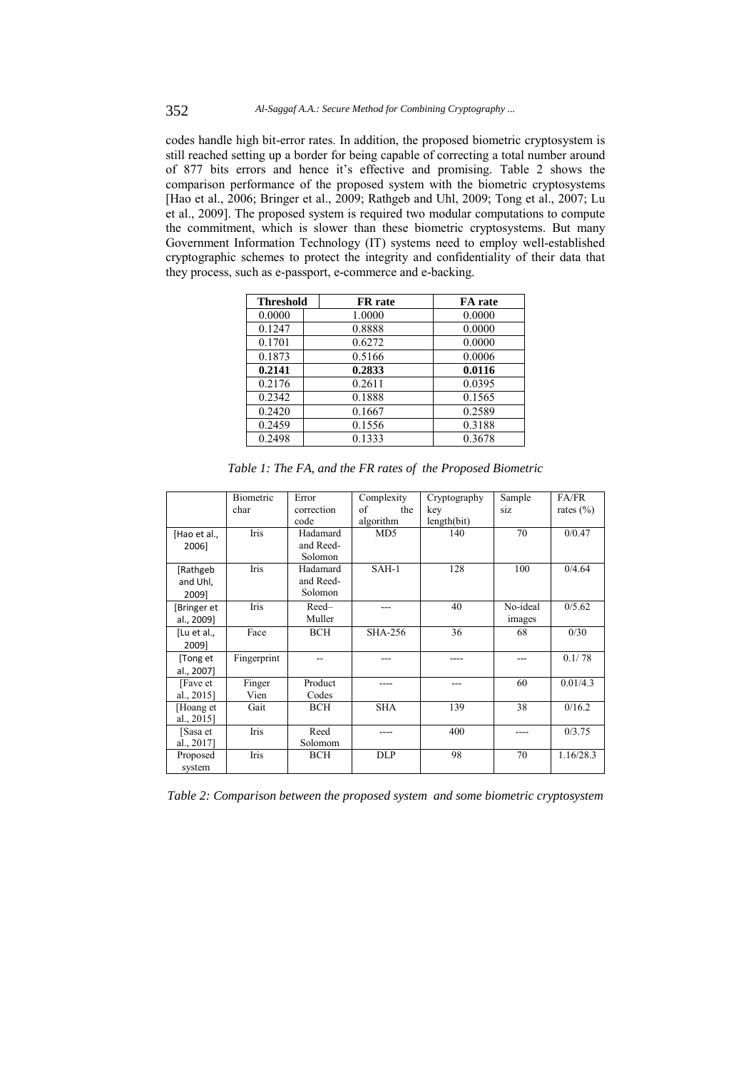codes handle high bit-error rates. In addition, the proposed biometric cryptosystem is still reached setting up a border for being capable of correcting a total number around of 877 bits errors and hence it's effective and promising. Table 2 shows the comparison performance of the proposed system with the biometric cryptosystems [Hao et al., 2006; Bringer et al., 2009; Rathgeb and Uhl, 2009; Tong et al., 2007; Lu et al., 2009]. The proposed system is required two modular computations to compute the commitment, which is slower than these biometric cryptosystems. But many Government Information Technology (IT) systems need to employ well-established cryptographic schemes to protect the integrity and confidentiality of their data that they process, such as e-passport, e-commerce and e-backing.

| Threshold | FR rate | FA rate |
|---|---|---|
| 0.0000 | 1.0000 | 0.0000 |
| 0.1247 | 0.8888 | 0.0000 |
| 0.1701 | 0.6272 | 0.0000 |
| 0.1873 | 0.5166 | 0.0006 |
| **0.2141** | **0.2833** | **0.0116** |
| 0.2176 | 0.2611 | 0.0395 |
| 0.2342 | 0.1888 | 0.1565 |
| 0.2420 | 0.1667 | 0.2589 |
| 0.2459 | 0.1556 | 0.3188 |
| 0.2498 | 0.1333 | 0.3678 |

*Table 1: The FA, and the FR rates of the Proposed Biometric*

| | Biometric char | Error correction code | Complexity of the algorithm | Cryptography key length(bit) | Sample siz | FA/FR rates (%) |
|---|---|---|---|---|---|---|
| [Hao et al., 2006] | Iris | Hadamard and Reed-Solomon | MD5 | 140 | 70 | 0/0.47 |
| [Rathgeb and Uhl, 2009] | Iris | Hadamard and Reed-Solomon | SAH-1 | 128 | 100 | 0/4.64 |
| [Bringer et al., 2009] | Iris | Reed–Muller | --- | 40 | No-ideal images | 0/5.62 |
| [Lu et al., 2009] | Face | BCH | SHA-256 | 36 | 68 | 0/30 |
| [Tong et al., 2007] | Fingerprint | -- | --- | ---- | --- | 0.1/ 78 |
| [Fave et al., 2015] | Finger Vien | Product Codes | ---- | --- | 60 | 0.01/4.3 |
| [Hoang et al., 2015] | Gait | BCH | SHA | 139 | 38 | 0/16.2 |
| [Sasa et al., 2017] | Iris | Reed Solomom | ---- | 400 | ---- | 0/3.75 |
| Proposed system | Iris | BCH | DLP | 98 | 70 | 1.16/28.3 |

*Table 2: Comparison between the proposed system and some biometric cryptosystem*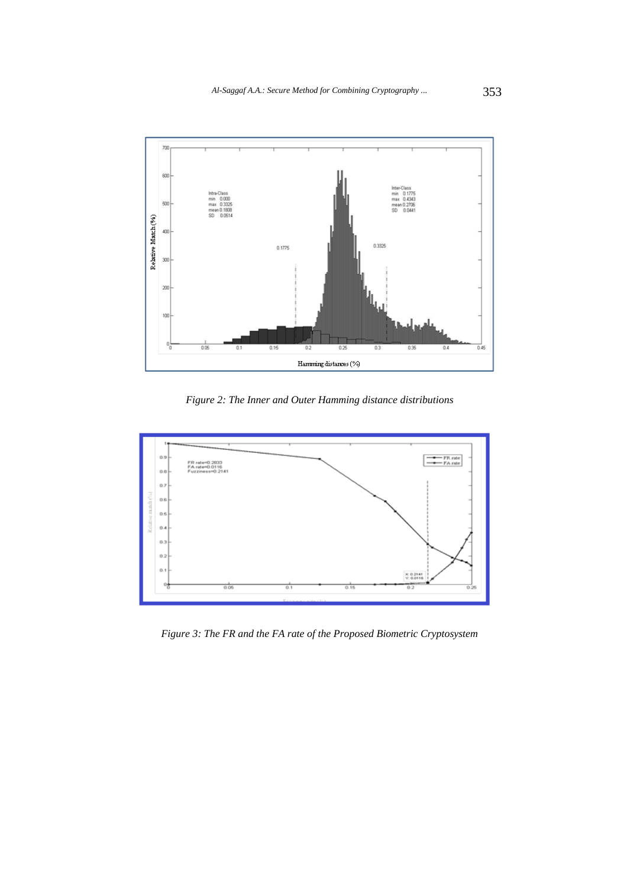Figure 2: The Inner and Outer Hamming distance distributions

Figure 3: The FR and the FA rate of the Proposed Biometric Cryptosystem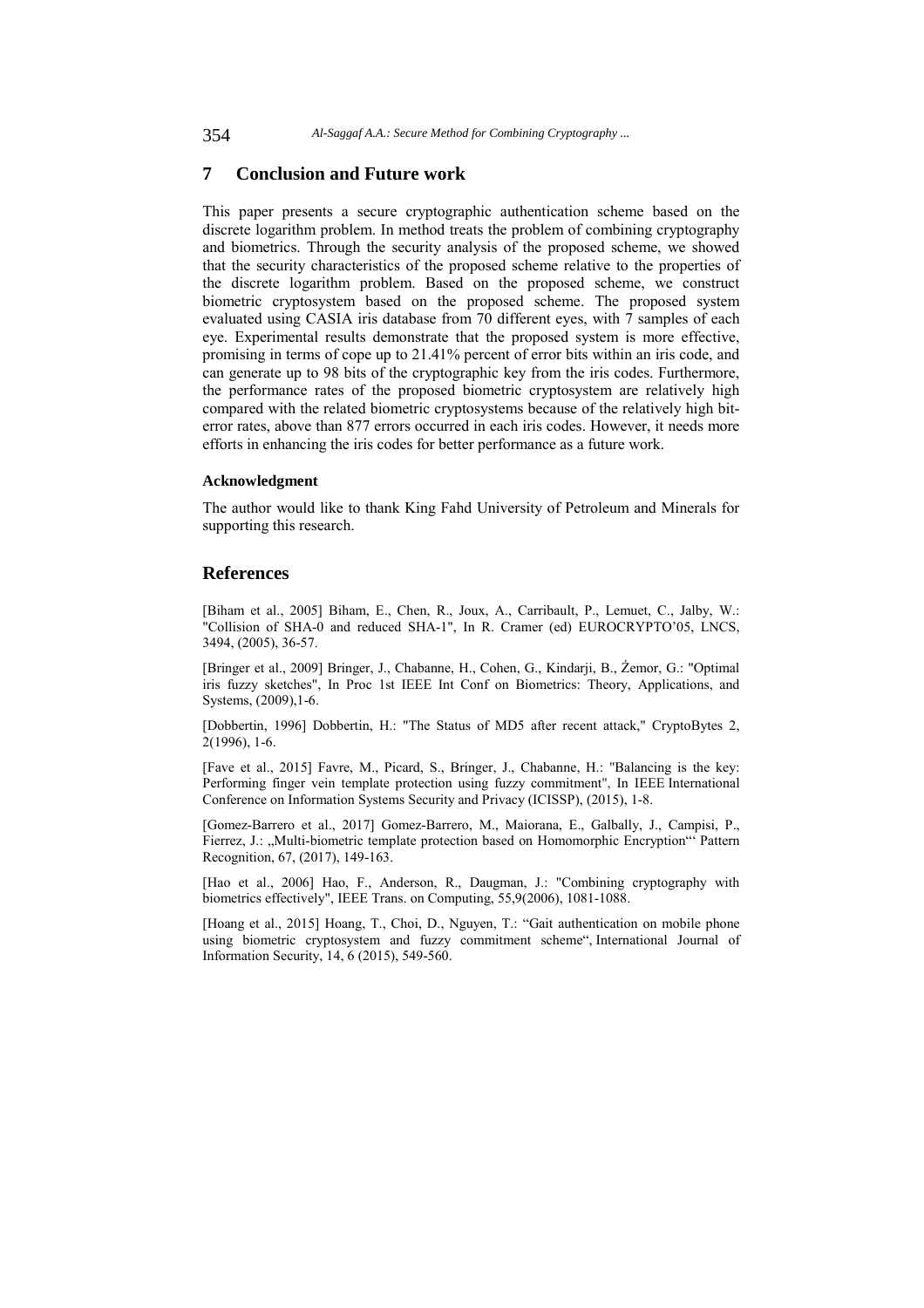## 7 Conclusion and Future work

This paper presents a secure cryptographic authentication scheme based on the discrete logarithm problem. In method treats the problem of combining cryptography and biometrics. Through the security analysis of the proposed scheme, we showed that the security characteristics of the proposed scheme relative to the properties of the discrete logarithm problem. Based on the proposed scheme, we construct biometric cryptosystem based on the proposed scheme. The proposed system evaluated using CASIA iris database from 70 different eyes, with 7 samples of each eye. Experimental results demonstrate that the proposed system is more effective, promising in terms of cope up to 21.41% percent of error bits within an iris code, and can generate up to 98 bits of the cryptographic key from the iris codes. Furthermore, the performance rates of the proposed biometric cryptosystem are relatively high compared with the related biometric cryptosystems because of the relatively high bit-error rates, above than 877 errors occurred in each iris codes. However, it needs more efforts in enhancing the iris codes for better performance as a future work.

#### Acknowledgment

The author would like to thank King Fahd University of Petroleum and Minerals for supporting this research.

## References

[Biham et al., 2005] Biham, E., Chen, R., Joux, A., Carribault, P., Lemuet, C., Jalby, W.: "Collision of SHA-0 and reduced SHA-1", In R. Cramer (ed) EUROCRYPTO'05, LNCS, 3494, (2005), 36-57.

[Bringer et al., 2009] Bringer, J., Chabanne, H., Cohen, G., Kindarji, B., Źemor, G.: "Optimal iris fuzzy sketches", In Proc 1st IEEE Int Conf on Biometrics: Theory, Applications, and Systems, (2009),1-6.

[Dobbertin, 1996] Dobbertin, H.: "The Status of MD5 after recent attack," CryptoBytes 2, 2(1996), 1-6.

[Fave et al., 2015] Favre, M., Picard, S., Bringer, J., Chabanne, H.: "Balancing is the key: Performing finger vein template protection using fuzzy commitment", In IEEE International Conference on Information Systems Security and Privacy (ICISSP), (2015), 1-8.

[Gomez-Barrero et al., 2017] Gomez-Barrero, M., Maiorana, E., Galbally, J., Campisi, P., Fierrez, J.: „Multi-biometric template protection based on Homomorphic Encryption"' Pattern Recognition, 67, (2017), 149-163.

[Hao et al., 2006] Hao, F., Anderson, R., Daugman, J.: "Combining cryptography with biometrics effectively", IEEE Trans. on Computing, 55,9(2006), 1081-1088.

[Hoang et al., 2015] Hoang, T., Choi, D., Nguyen, T.: "Gait authentication on mobile phone using biometric cryptosystem and fuzzy commitment scheme", International Journal of Information Security, 14, 6 (2015), 549-560.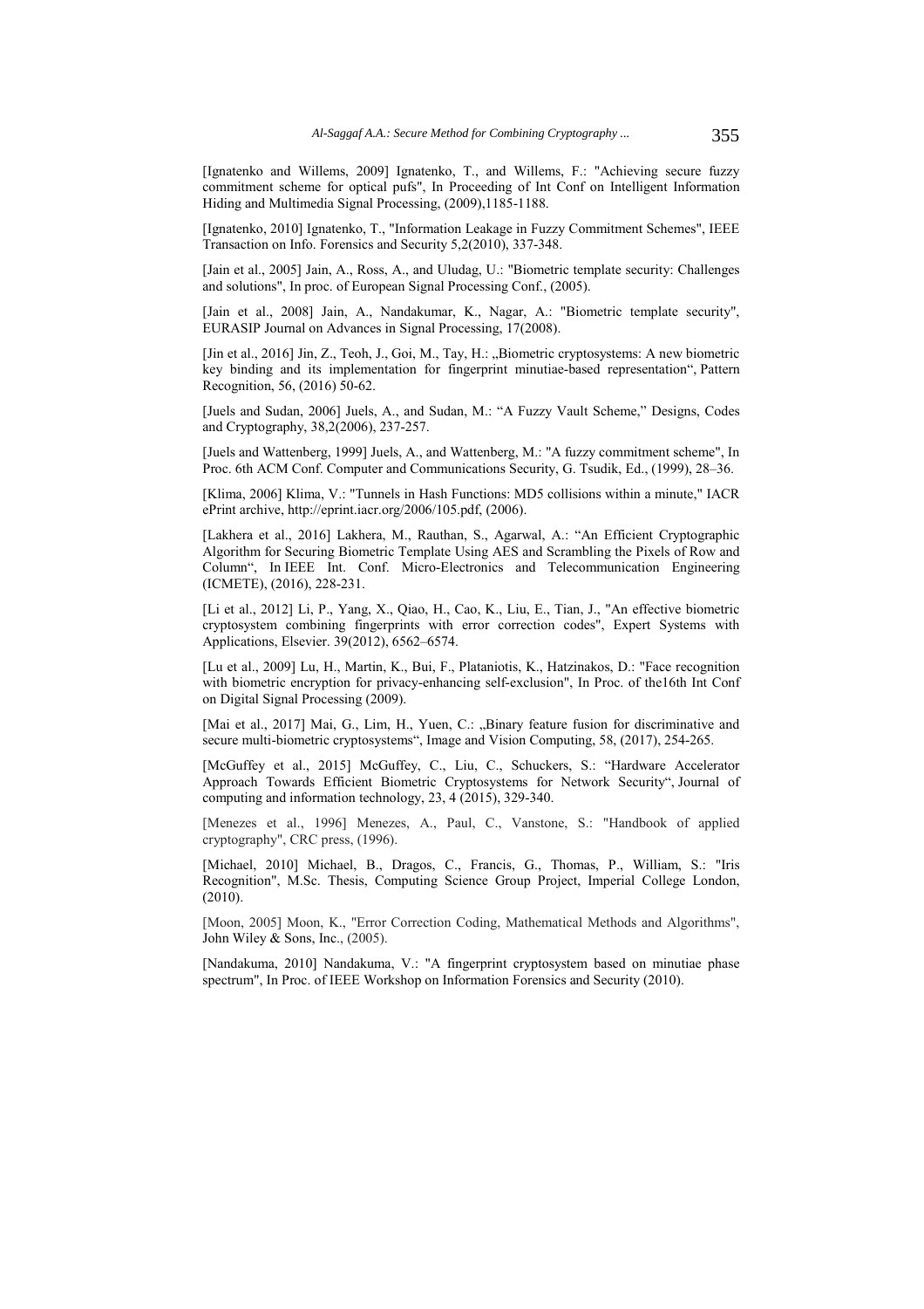[Ignatenko and Willems, 2009] Ignatenko, T., and Willems, F.: "Achieving secure fuzzy commitment scheme for optical pufs", In Proceeding of Int Conf on Intelligent Information Hiding and Multimedia Signal Processing, (2009),1185-1188.

[Ignatenko, 2010] Ignatenko, T., "Information Leakage in Fuzzy Commitment Schemes", IEEE Transaction on Info. Forensics and Security 5,2(2010), 337-348.

[Jain et al., 2005] Jain, A., Ross, A., and Uludag, U.: "Biometric template security: Challenges and solutions", In proc. of European Signal Processing Conf., (2005).

[Jain et al., 2008] Jain, A., Nandakumar, K., Nagar, A.: "Biometric template security", EURASIP Journal on Advances in Signal Processing, 17(2008).

[Jin et al., 2016] Jin, Z., Teoh, J., Goi, M., Tay, H.: „Biometric cryptosystems: A new biometric key binding and its implementation for fingerprint minutiae-based representation“, Pattern Recognition, 56, (2016) 50-62.

[Juels and Sudan, 2006] Juels, A., and Sudan, M.: "A Fuzzy Vault Scheme," Designs, Codes and Cryptography, 38,2(2006), 237-257.

[Juels and Wattenberg, 1999] Juels, A., and Wattenberg, M.: "A fuzzy commitment scheme", In Proc. 6th ACM Conf. Computer and Communications Security, G. Tsudik, Ed., (1999), 28–36.

[Klima, 2006] Klima, V.: "Tunnels in Hash Functions: MD5 collisions within a minute," IACR ePrint archive, http://eprint.iacr.org/2006/105.pdf, (2006).

[Lakhera et al., 2016] Lakhera, M., Rauthan, S., Agarwal, A.: "An Efficient Cryptographic Algorithm for Securing Biometric Template Using AES and Scrambling the Pixels of Row and Column", In IEEE Int. Conf. Micro-Electronics and Telecommunication Engineering (ICMETE), (2016), 228-231.

[Li et al., 2012] Li, P., Yang, X., Qiao, H., Cao, K., Liu, E., Tian, J., "An effective biometric cryptosystem combining fingerprints with error correction codes", Expert Systems with Applications, Elsevier. 39(2012), 6562–6574.

[Lu et al., 2009] Lu, H., Martin, K., Bui, F., Plataniotis, K., Hatzinakos, D.: "Face recognition with biometric encryption for privacy-enhancing self-exclusion", In Proc. of the16th Int Conf on Digital Signal Processing (2009).

[Mai et al., 2017] Mai, G., Lim, H., Yuen, C.: „Binary feature fusion for discriminative and secure multi-biometric cryptosystems“, Image and Vision Computing, 58, (2017), 254-265.

[McGuffey et al., 2015] McGuffey, C., Liu, C., Schuckers, S.: "Hardware Accelerator Approach Towards Efficient Biometric Cryptosystems for Network Security", Journal of computing and information technology, 23, 4 (2015), 329-340.

[Menezes et al., 1996] Menezes, A., Paul, C., Vanstone, S.: "Handbook of applied cryptography", CRC press, (1996).

[Michael, 2010] Michael, B., Dragos, C., Francis, G., Thomas, P., William, S.: "Iris Recognition", M.Sc. Thesis, Computing Science Group Project, Imperial College London, (2010).

[Moon, 2005] Moon, K., "Error Correction Coding, Mathematical Methods and Algorithms", John Wiley & Sons, Inc., (2005).

[Nandakuma, 2010] Nandakuma, V.: "A fingerprint cryptosystem based on minutiae phase spectrum", In Proc. of IEEE Workshop on Information Forensics and Security (2010).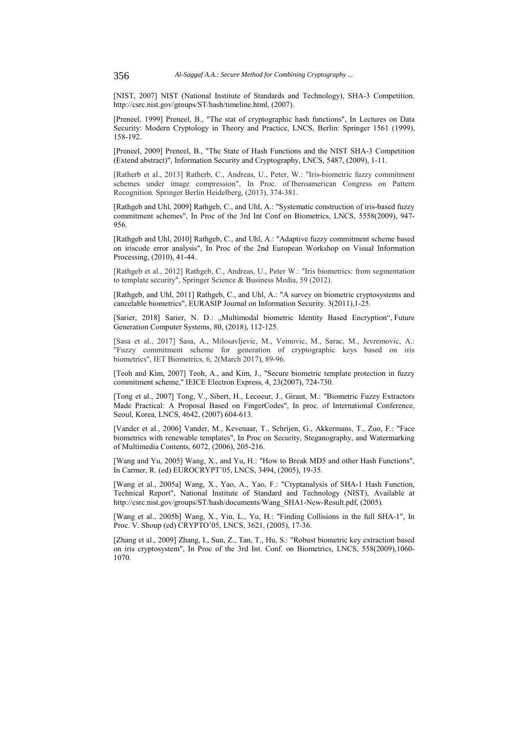[NIST, 2007] NIST (National Institute of Standards and Technology), SHA-3 Competition. http://csrc.nist.gov/groups/ST/hash/timeline.html, (2007).

[Preneel, 1999] Preneel, B., "The stat of cryptographic hash functions", In Lectures on Data Security: Modern Cryptology in Theory and Practice, LNCS, Berlin: Springer 1561 (1999), 158-192.

[Preneel, 2009] Preneel, B., "The State of Hash Functions and the NIST SHA-3 Competition (Extend abstract)", Information Security and Cryptography, LNCS, 5487, (2009), 1-11.

[Ratherb et al., 2013] Ratherb, C., Andreas, U., Peter, W.: "Iris-biometric fuzzy commitment schemes under image compression", In Proc. of Iberoamerican Congress on Pattern Recognition. Springer Berlin Heidelberg, (2013), 374-381.

[Rathgeb and Uhl, 2009] Rathgeb, C., and Uhl, A.: "Systematic construction of iris-based fuzzy commitment schemes", In Proc of the 3rd Int Conf on Biometrics, LNCS, 5558(2009), 947-956.

[Rathgeb and Uhl, 2010] Rathgeb, C., and Uhl, A.: "Adaptive fuzzy commitment scheme based on iriscode error analysis", In Proc of the 2nd European Workshop on Visual Information Processing, (2010), 41-44.

[Rathgeb et al., 2012] Rathgeb, C., Andreas, U., Peter W.: "Iris biometrics: from segmentation to template security", Springer Science & Business Media, 59 (2012).

[Rathgeb, and Uhl, 2011] Rathgeb, C., and Uhl, A.: "A survey on biometric cryptosystems and cancelable biometrics", EURASIP Journal on Information Security. 3(2011),1-25.

[Sarier, 2018] Sarier, N. D.: „Multimodal biometric Identity Based Encryption", Future Generation Computer Systems, 80, (2018), 112-125.

[Sasa et al., 2017] Sasa, A., Milosavljevic, M., Veinovic, M., Sarac, M., Jevremovic, A.: "Fuzzy commitment scheme for generation of cryptographic keys based on iris biometrics", IET Biometrics, 6, 2(March 2017), 89-96.

[Teoh and Kim, 2007] Teoh, A., and Kim, J., "Secure biometric template protection in fuzzy commitment scheme," IEICE Electron Express, 4, 23(2007), 724-730.

[Tong et al., 2007] Tong, V., Sibert, H., Lecoeur, J., Giraut, M.: "Biometric Fuzzy Extractors Made Practical: A Proposal Based on FingerCodes", In proc. of International Conference, Seoul, Korea, LNCS, 4642, (2007) 604-613.

[Vander et al., 2006] Vander, M., Kevenaar, T., Schrijen, G., Akkermans, T., Zuo, F.: "Face biometrics with renewable templates", In Proc on Security, Steganography, and Watermarking of Multimedia Contents, 6072, (2006), 205-216.

[Wang and Yu, 2005] Wang, X., and Yu, H.: "How to Break MD5 and other Hash Functions", In Carmer, R. (ed) EUROCRYPT'05, LNCS, 3494, (2005), 19-35.

[Wang et al., 2005a] Wang, X., Yao, A., Yao, F.: "Cryptanalysis of SHA-1 Hash Function, Technical Report", National Institute of Standard and Technology (NIST), Available at http://csrc.nist.gov/groups/ST/hash/documents/Wang_SHA1-New-Result.pdf, (2005).

[Wang et al., 2005b] Wang, X., Yin, L., Yu, H.: "Finding Collisions in the full SHA-1", In Proc. V. Shoup (ed) CRYPTO'05, LNCS, 3621, (2005), 17-36.

[Zhang et al., 2009] Zhang, I., Sun, Z., Tan, T., Hu, S.: "Robust biometric key extraction based on iris cryptosystem", In Proc of the 3rd Int. Conf. on Biometrics, LNCS, 558(2009),1060-1070.